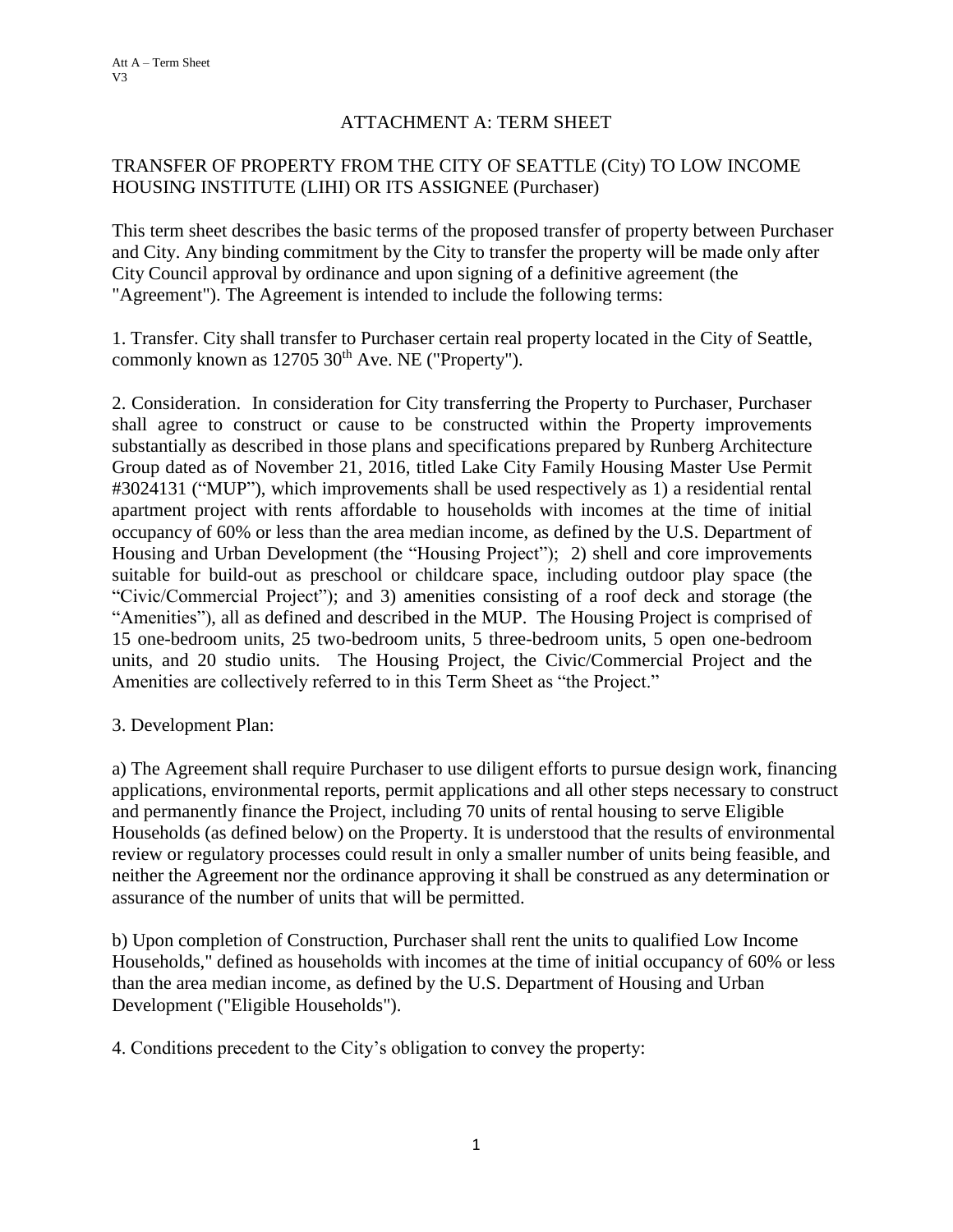# ATTACHMENT A: TERM SHEET

## TRANSFER OF PROPERTY FROM THE CITY OF SEATTLE (City) TO LOW INCOME HOUSING INSTITUTE (LIHI) OR ITS ASSIGNEE (Purchaser)

This term sheet describes the basic terms of the proposed transfer of property between Purchaser and City. Any binding commitment by the City to transfer the property will be made only after City Council approval by ordinance and upon signing of a definitive agreement (the "Agreement"). The Agreement is intended to include the following terms:

1. Transfer. City shall transfer to Purchaser certain real property located in the City of Seattle, commonly known as 12705 30th Ave. NE ("Property").

2. Consideration. In consideration for City transferring the Property to Purchaser, Purchaser shall agree to construct or cause to be constructed within the Property improvements substantially as described in those plans and specifications prepared by Runberg Architecture Group dated as of November 21, 2016, titled Lake City Family Housing Master Use Permit #3024131 ("MUP"), which improvements shall be used respectively as 1) a residential rental apartment project with rents affordable to households with incomes at the time of initial occupancy of 60% or less than the area median income, as defined by the U.S. Department of Housing and Urban Development (the "Housing Project"); 2) shell and core improvements suitable for build-out as preschool or childcare space, including outdoor play space (the "Civic/Commercial Project"); and 3) amenities consisting of a roof deck and storage (the "Amenities"), all as defined and described in the MUP. The Housing Project is comprised of 15 one-bedroom units, 25 two-bedroom units, 5 three-bedroom units, 5 open one-bedroom units, and 20 studio units. The Housing Project, the Civic/Commercial Project and the Amenities are collectively referred to in this Term Sheet as "the Project."

3. Development Plan:

a) The Agreement shall require Purchaser to use diligent efforts to pursue design work, financing applications, environmental reports, permit applications and all other steps necessary to construct and permanently finance the Project, including 70 units of rental housing to serve Eligible Households (as defined below) on the Property. It is understood that the results of environmental review or regulatory processes could result in only a smaller number of units being feasible, and neither the Agreement nor the ordinance approving it shall be construed as any determination or assurance of the number of units that will be permitted.

b) Upon completion of Construction, Purchaser shall rent the units to qualified Low Income Households," defined as households with incomes at the time of initial occupancy of 60% or less than the area median income, as defined by the U.S. Department of Housing and Urban Development ("Eligible Households").

4. Conditions precedent to the City's obligation to convey the property: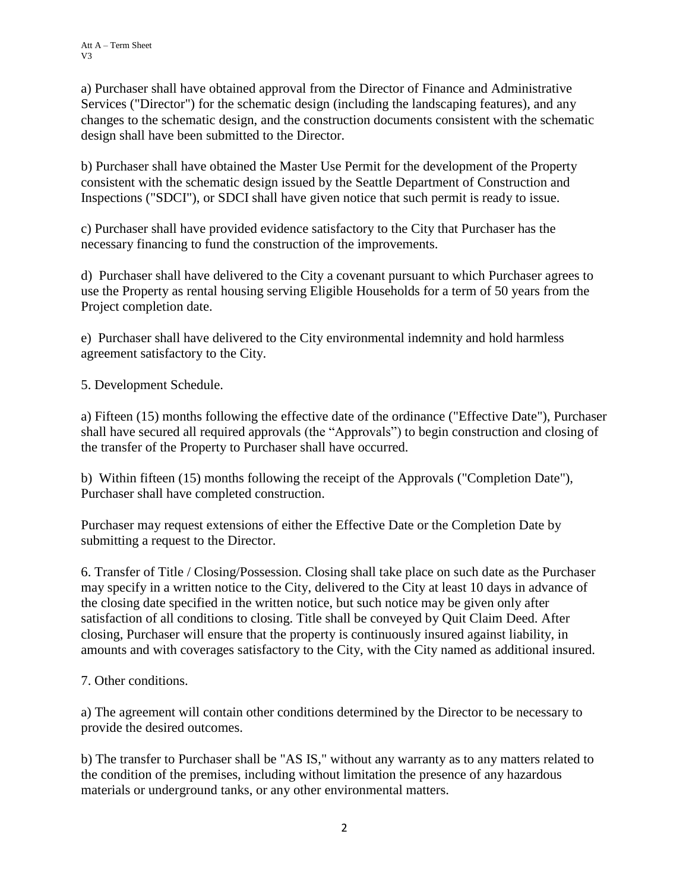a) Purchaser shall have obtained approval from the Director of Finance and Administrative Services ("Director") for the schematic design (including the landscaping features), and any changes to the schematic design, and the construction documents consistent with the schematic design shall have been submitted to the Director.

b) Purchaser shall have obtained the Master Use Permit for the development of the Property consistent with the schematic design issued by the Seattle Department of Construction and Inspections ("SDCI"), or SDCI shall have given notice that such permit is ready to issue.

c) Purchaser shall have provided evidence satisfactory to the City that Purchaser has the necessary financing to fund the construction of the improvements.

d) Purchaser shall have delivered to the City a covenant pursuant to which Purchaser agrees to use the Property as rental housing serving Eligible Households for a term of 50 years from the Project completion date.

e) Purchaser shall have delivered to the City environmental indemnity and hold harmless agreement satisfactory to the City.

5. Development Schedule.

a) Fifteen (15) months following the effective date of the ordinance ("Effective Date"), Purchaser shall have secured all required approvals (the "Approvals") to begin construction and closing of the transfer of the Property to Purchaser shall have occurred.

b) Within fifteen (15) months following the receipt of the Approvals ("Completion Date"), Purchaser shall have completed construction.

Purchaser may request extensions of either the Effective Date or the Completion Date by submitting a request to the Director.

6. Transfer of Title / Closing/Possession. Closing shall take place on such date as the Purchaser may specify in a written notice to the City, delivered to the City at least 10 days in advance of the closing date specified in the written notice, but such notice may be given only after satisfaction of all conditions to closing. Title shall be conveyed by Quit Claim Deed. After closing, Purchaser will ensure that the property is continuously insured against liability, in amounts and with coverages satisfactory to the City, with the City named as additional insured.

7. Other conditions.

a) The agreement will contain other conditions determined by the Director to be necessary to provide the desired outcomes.

b) The transfer to Purchaser shall be "AS IS," without any warranty as to any matters related to the condition of the premises, including without limitation the presence of any hazardous materials or underground tanks, or any other environmental matters.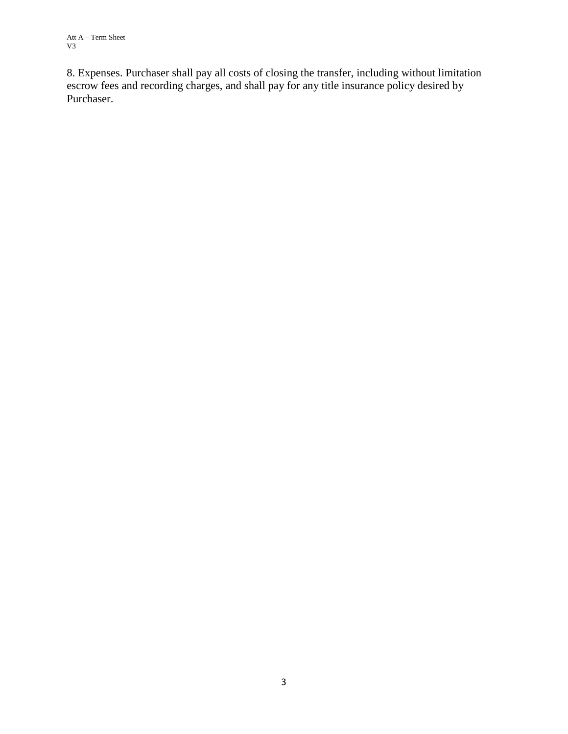8. Expenses. Purchaser shall pay all costs of closing the transfer, including without limitation escrow fees and recording charges, and shall pay for any title insurance policy desired by Purchaser.